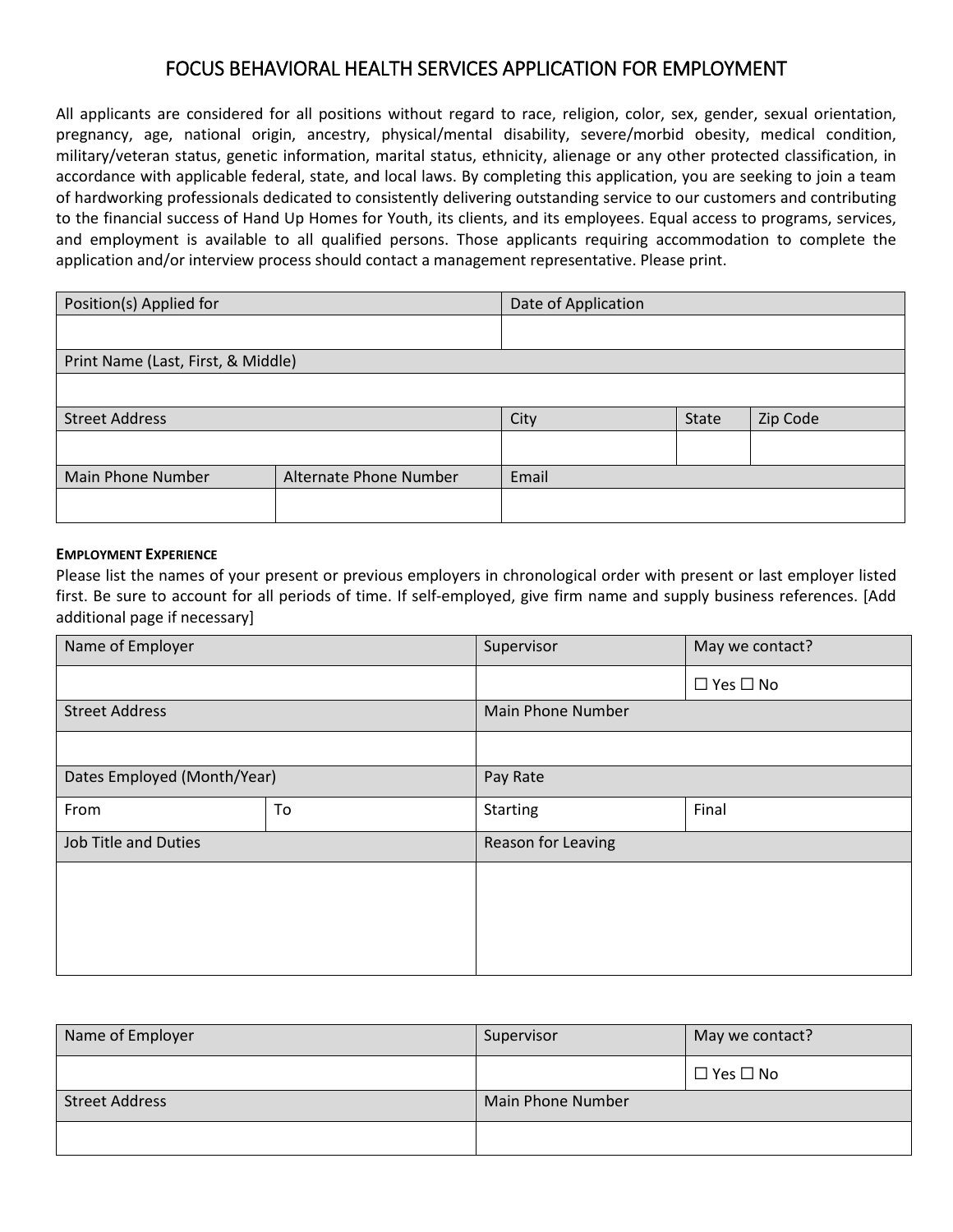# FOCUS BEHAVIORAL HEALTH SERVICES APPLICATION FOR EMPLOYMENT

All applicants are considered for all positions without regard to race, religion, color, sex, gender, sexual orientation, pregnancy, age, national origin, ancestry, physical/mental disability, severe/morbid obesity, medical condition, military/veteran status, genetic information, marital status, ethnicity, alienage or any other protected classification, in accordance with applicable federal, state, and local laws. By completing this application, you are seeking to join a team of hardworking professionals dedicated to consistently delivering outstanding service to our customers and contributing to the financial success of Hand Up Homes for Youth, its clients, and its employees. Equal access to programs, services, and employment is available to all qualified persons. Those applicants requiring accommodation to complete the application and/or interview process should contact a management representative. Please print.

| Position(s) Applied for | | Date of Application | | |
|---|---|---|---|---|
| | | | | |
| Print Name (Last, First, & Middle) | | | | |
| | | | | |
| Street Address | | City | State | Zip Code |
| | | | | |
| Main Phone Number | Alternate Phone Number | Email | | |
| | | | | |

**EMPLOYMENT EXPERIENCE**

Please list the names of your present or previous employers in chronological order with present or last employer listed first. Be sure to account for all periods of time. If self-employed, give firm name and supply business references. [Add additional page if necessary]

| Name of Employer | | Supervisor | May we contact? |
|---|---|---|---|
| | | | ☐ Yes ☐ No |
| Street Address | | Main Phone Number | |
| | | | |
| Dates Employed (Month/Year) | | Pay Rate | |
| From | To | Starting | Final |
| Job Title and Duties | | Reason for Leaving | |
| | | | |

| Name of Employer | Supervisor | May we contact? |
|---|---|---|
| | | ☐ Yes ☐ No |
| Street Address | Main Phone Number | |
| | | |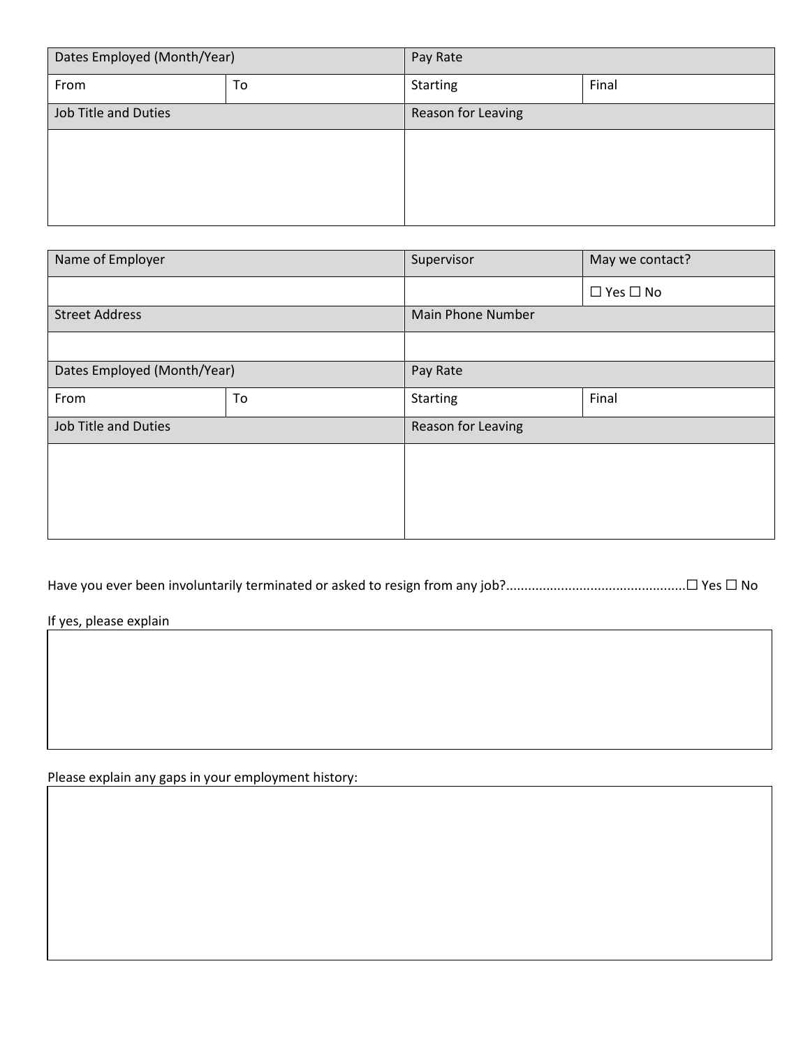| Dates Employed (Month/Year) | | Pay Rate | |
|---|---|---|---|
| From | To | Starting | Final |
| Job Title and Duties | | Reason for Leaving | |
| | | | |

| Name of Employer | | Supervisor | May we contact? |
|---|---|---|---|
| | | | ☐ Yes ☐ No |
| Street Address | | Main Phone Number | |
| | | | |
| Dates Employed (Month/Year) | | Pay Rate | |
| From | To | Starting | Final |
| Job Title and Duties | | Reason for Leaving | |
| | | | |

Have you ever been involuntarily terminated or asked to resign from any job?................................................☐ Yes ☐ No

If yes, please explain

Please explain any gaps in your employment history: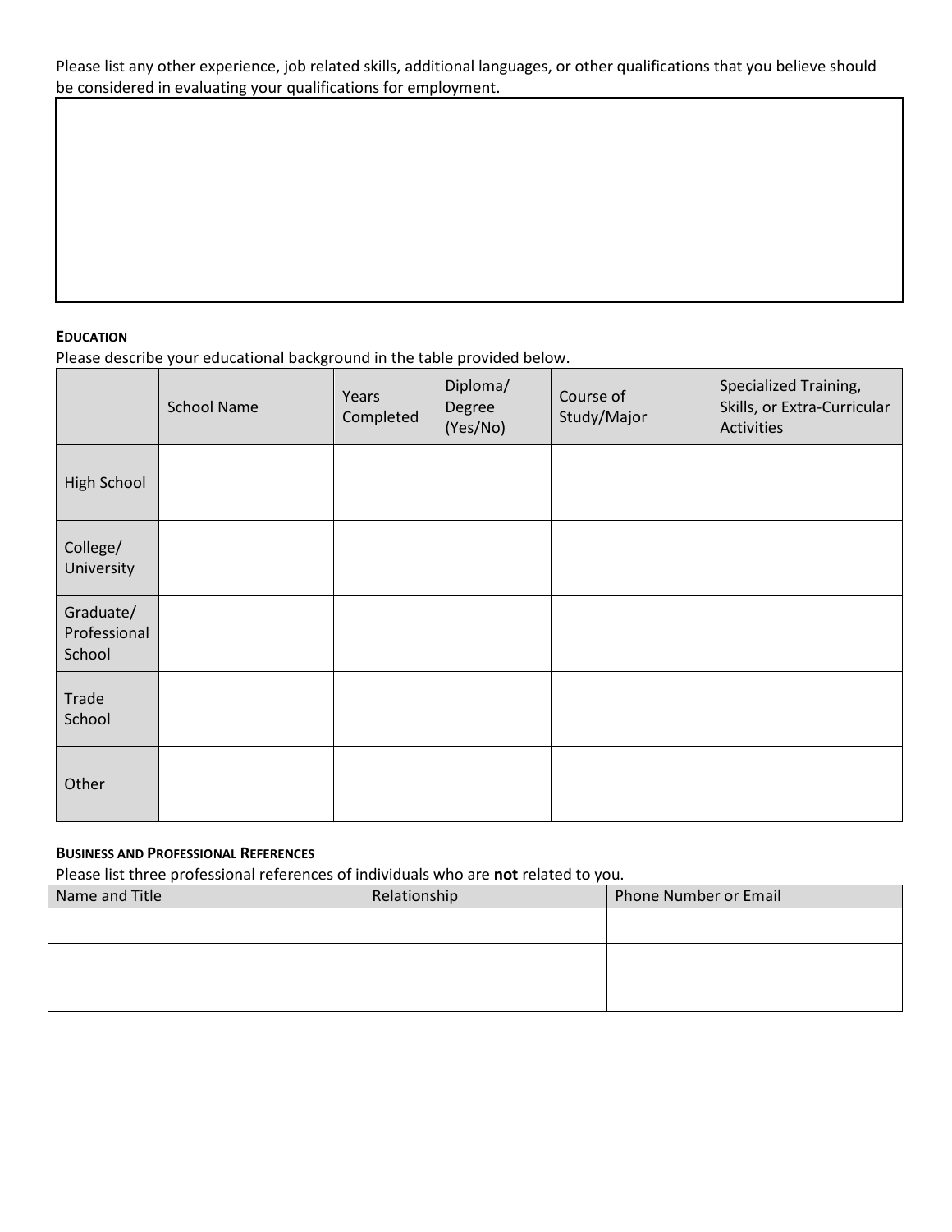Please list any other experience, job related skills, additional languages, or other qualifications that you believe should be considered in evaluating your qualifications for employment.

| |
|---|
| |

### EDUCATION

Please describe your educational background in the table provided below.

| | School Name | Years Completed | Diploma/ Degree (Yes/No) | Course of Study/Major | Specialized Training, Skills, or Extra-Curricular Activities |
|---|---|---|---|---|---|
| High School | | | | | |
| College/ University | | | | | |
| Graduate/ Professional School | | | | | |
| Trade School | | | | | |
| Other | | | | | |

### BUSINESS AND PROFESSIONAL REFERENCES

Please list three professional references of individuals who are **not** related to you.

| Name and Title | Relationship | Phone Number or Email |
|---|---|---|
| | | |
| | | |
| | | |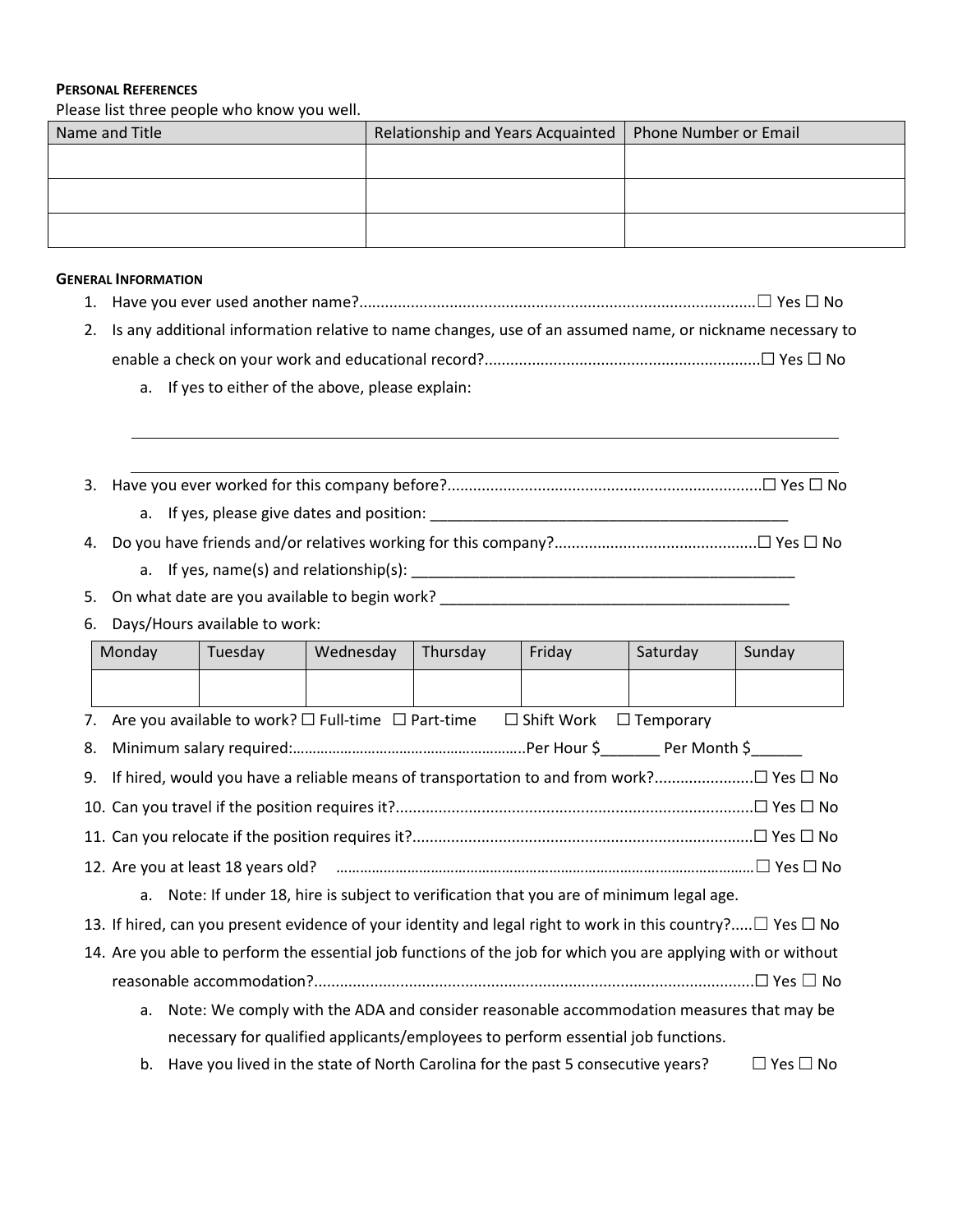**Personal References**

Please list three people who know you well.

| Name and Title | Relationship and Years Acquainted | Phone Number or Email |
|---|---|---|
| | | |
| | | |
| | | |

**General Information**

1. Have you ever used another name?..........................................................................................☐ Yes ☐ No
2. Is any additional information relative to name changes, use of an assumed name, or nickname necessary to enable a check on your work and educational record?...............................................................☐ Yes ☐ No
    a. If yes to either of the above, please explain:

    ______________________________________________________________________________

    ______________________________________________________________________________

3. Have you ever worked for this company before?.......................................................................☐ Yes ☐ No
    a. If yes, please give dates and position: ____________________________________________
4. Do you have friends and/or relatives working for this company?..............................................☐ Yes ☐ No
    a. If yes, name(s) and relationship(s): ______________________________________________
5. On what date are you available to begin work? __________________________________________
6. Days/Hours available to work:

| Monday | Tuesday | Wednesday | Thursday | Friday | Saturday | Sunday |
|---|---|---|---|---|---|---|
| | | | | | | |

7. Are you available to work? ☐ Full-time ☐ Part-time ☐ Shift Work ☐ Temporary
8. Minimum salary required:...........................................................Per Hour $_______ Per Month $______
9. If hired, would you have a reliable means of transportation to and from work?......................☐ Yes ☐ No
10. Can you travel if the position requires it?.................................................................................☐ Yes ☐ No
11. Can you relocate if the position requires it?..............................................................................☐ Yes ☐ No
12. Are you at least 18 years old? .........................................................................................................☐ Yes ☐ No
    a. Note: If under 18, hire is subject to verification that you are of minimum legal age.
13. If hired, can you present evidence of your identity and legal right to work in this country?.....☐ Yes ☐ No
14. Are you able to perform the essential job functions of the job for which you are applying with or without reasonable accommodation?....................................................................................................☐ Yes ☐ No
    a. Note: We comply with the ADA and consider reasonable accommodation measures that may be necessary for qualified applicants/employees to perform essential job functions.
    b. Have you lived in the state of North Carolina for the past 5 consecutive years? ☐ Yes ☐ No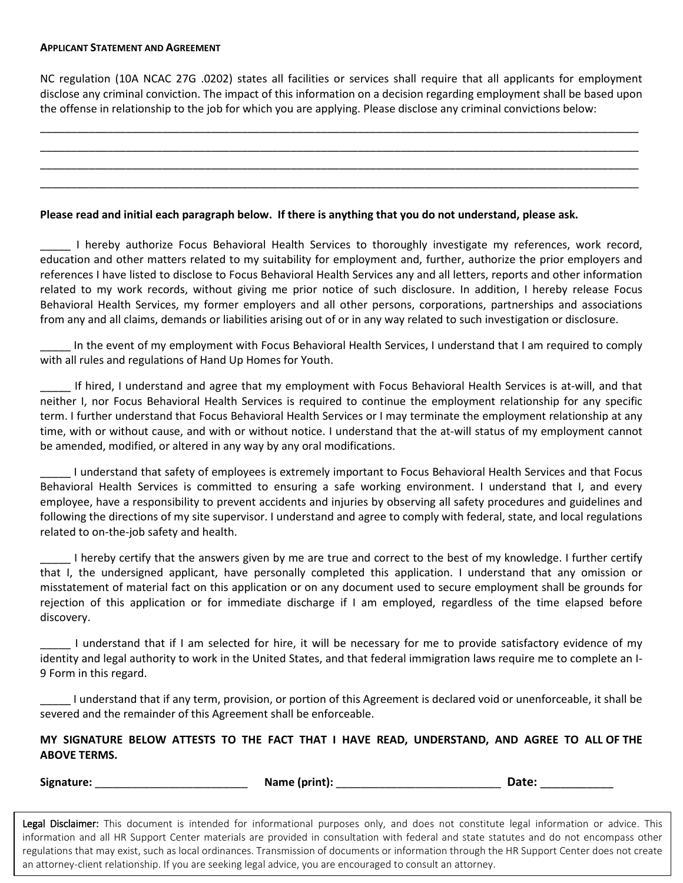**Applicant Statement and Agreement**

NC regulation (10A NCAC 27G .0202) states all facilities or services shall require that all applicants for employment disclose any criminal conviction. The impact of this information on a decision regarding employment shall be based upon the offense in relationship to the job for which you are applying. Please disclose any criminal convictions below:

____________________________________________________________________________________________________

____________________________________________________________________________________________________

____________________________________________________________________________________________________

____________________________________________________________________________________________________

**Please read and initial each paragraph below. If there is anything that you do not understand, please ask.**

_____ I hereby authorize Focus Behavioral Health Services to thoroughly investigate my references, work record, education and other matters related to my suitability for employment and, further, authorize the prior employers and references I have listed to disclose to Focus Behavioral Health Services any and all letters, reports and other information related to my work records, without giving me prior notice of such disclosure. In addition, I hereby release Focus Behavioral Health Services, my former employers and all other persons, corporations, partnerships and associations from any and all claims, demands or liabilities arising out of or in any way related to such investigation or disclosure.

_____ In the event of my employment with Focus Behavioral Health Services, I understand that I am required to comply with all rules and regulations of Hand Up Homes for Youth.

_____ If hired, I understand and agree that my employment with Focus Behavioral Health Services is at-will, and that neither I, nor Focus Behavioral Health Services is required to continue the employment relationship for any specific term. I further understand that Focus Behavioral Health Services or I may terminate the employment relationship at any time, with or without cause, and with or without notice. I understand that the at-will status of my employment cannot be amended, modified, or altered in any way by any oral modifications.

_____ I understand that safety of employees is extremely important to Focus Behavioral Health Services and that Focus Behavioral Health Services is committed to ensuring a safe working environment. I understand that I, and every employee, have a responsibility to prevent accidents and injuries by observing all safety procedures and guidelines and following the directions of my site supervisor. I understand and agree to comply with federal, state, and local regulations related to on-the-job safety and health.

_____ I hereby certify that the answers given by me are true and correct to the best of my knowledge. I further certify that I, the undersigned applicant, have personally completed this application. I understand that any omission or misstatement of material fact on this application or on any document used to secure employment shall be grounds for rejection of this application or for immediate discharge if I am employed, regardless of the time elapsed before discovery.

_____ I understand that if I am selected for hire, it will be necessary for me to provide satisfactory evidence of my identity and legal authority to work in the United States, and that federal immigration laws require me to complete an I-9 Form in this regard.

_____ I understand that if any term, provision, or portion of this Agreement is declared void or unenforceable, it shall be severed and the remainder of this Agreement shall be enforceable.

**MY SIGNATURE BELOW ATTESTS TO THE FACT THAT I HAVE READ, UNDERSTAND, AND AGREE TO ALL OF THE ABOVE TERMS.**

**Signature:** _________________________ **Name (print):** ___________________________ **Date:** ___________

Legal Disclaimer: This document is intended for informational purposes only, and does not constitute legal information or advice. This information and all HR Support Center materials are provided in consultation with federal and state statutes and do not encompass other regulations that may exist, such as local ordinances. Transmission of documents or information through the HR Support Center does not create an attorney-client relationship. If you are seeking legal advice, you are encouraged to consult an attorney.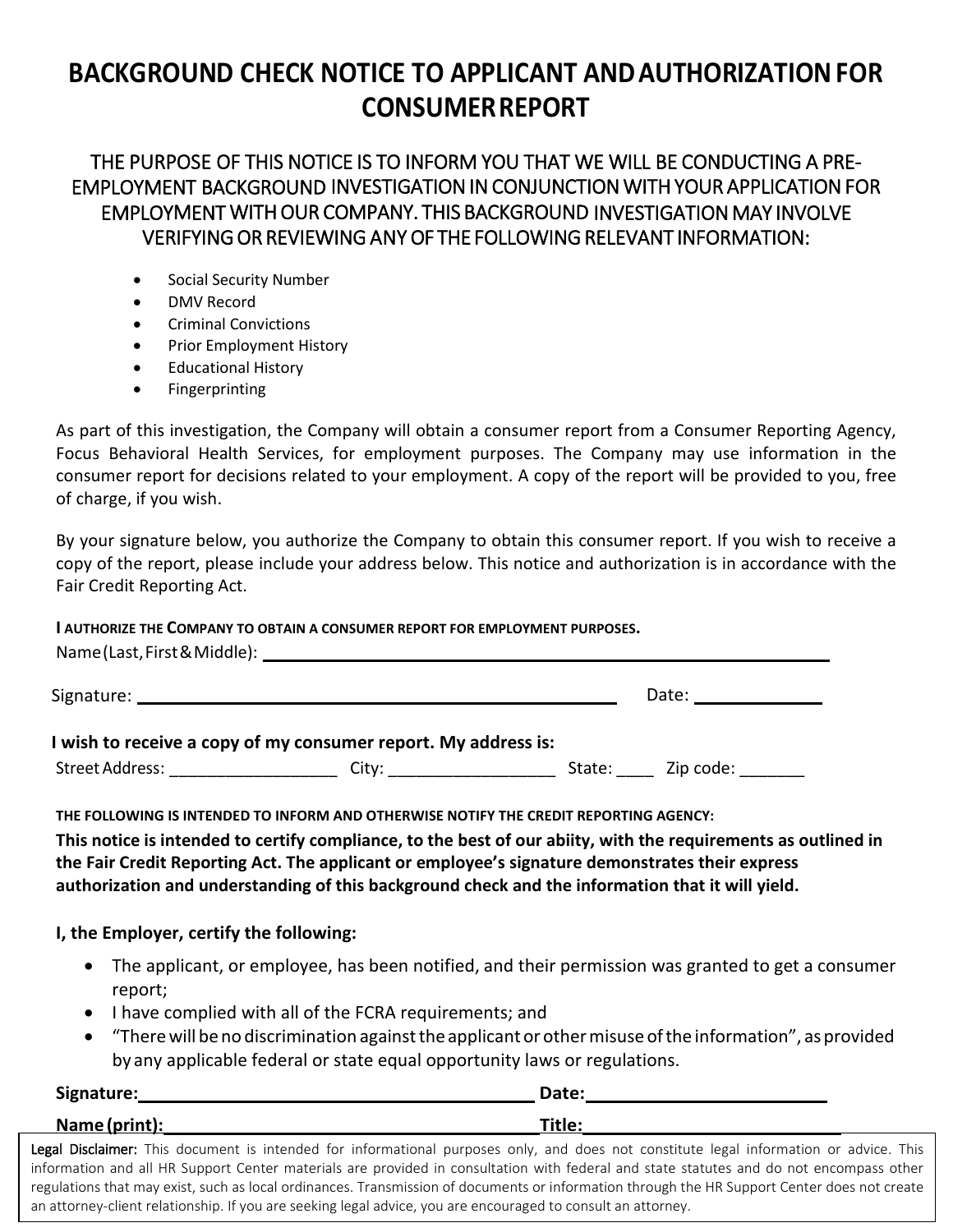# BACKGROUND CHECK NOTICE TO APPLICANT AND AUTHORIZATION FOR CONSUMER REPORT

## THE PURPOSE OF THIS NOTICE IS TO INFORM YOU THAT WE WILL BE CONDUCTING A PRE-EMPLOYMENT BACKGROUND INVESTIGATION IN CONJUNCTION WITH YOUR APPLICATION FOR EMPLOYMENT WITH OUR COMPANY. THIS BACKGROUND INVESTIGATION MAY INVOLVE VERIFYING OR REVIEWING ANY OF THE FOLLOWING RELEVANT INFORMATION:

- Social Security Number
- DMV Record
- Criminal Convictions
- Prior Employment History
- Educational History
- Fingerprinting

As part of this investigation, the Company will obtain a consumer report from a Consumer Reporting Agency, Focus Behavioral Health Services, for employment purposes. The Company may use information in the consumer report for decisions related to your employment. A copy of the report will be provided to you, free of charge, if you wish.

By your signature below, you authorize the Company to obtain this consumer report. If you wish to receive a copy of the report, please include your address below. This notice and authorization is in accordance with the Fair Credit Reporting Act.

**I AUTHORIZE THE COMPANY TO OBTAIN A CONSUMER REPORT FOR EMPLOYMENT PURPOSES.**

Name (Last, First & Middle): ______________________________________________

Signature: ______________________________________________ Date: ______________

**I wish to receive a copy of my consumer report. My address is:**

Street Address: __________________ City: __________________ State: ____ Zip code: _______

**THE FOLLOWING IS INTENDED TO INFORM AND OTHERWISE NOTIFY THE CREDIT REPORTING AGENCY:**

**This notice is intended to certify compliance, to the best of our abiity, with the requirements as outlined in the Fair Credit Reporting Act. The applicant or employee's signature demonstrates their express authorization and understanding of this background check and the information that it will yield.**

**I, the Employer, certify the following:**

- The applicant, or employee, has been notified, and their permission was granted to get a consumer report;
- I have complied with all of the FCRA requirements; and
- "There will be no discrimination against the applicant or other misuse of the information", as provided by any applicable federal or state equal opportunity laws or regulations.

**Signature:** ______________________________________ **Date:** ________________________

**Name (print):** ____________________________________ **Title:** ________________________

Legal Disclaimer: This document is intended for informational purposes only, and does not constitute legal information or advice. This information and all HR Support Center materials are provided in consultation with federal and state statutes and do not encompass other regulations that may exist, such as local ordinances. Transmission of documents or information through the HR Support Center does not create an attorney-client relationship. If you are seeking legal advice, you are encouraged to consult an attorney.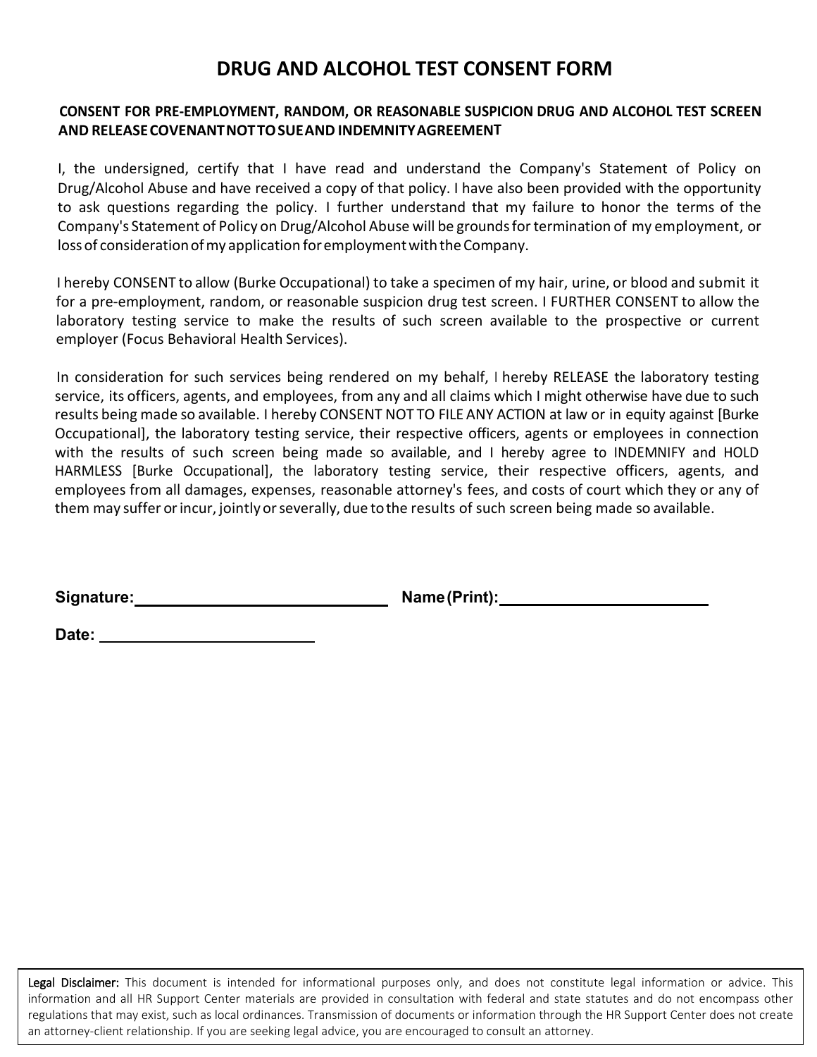# DRUG AND ALCOHOL TEST CONSENT FORM

**CONSENT FOR PRE-EMPLOYMENT, RANDOM, OR REASONABLE SUSPICION DRUG AND ALCOHOL TEST SCREEN AND RELEASE COVENANT NOT TO SUE AND INDEMNITY AGREEMENT**

I, the undersigned, certify that I have read and understand the Company's Statement of Policy on Drug/Alcohol Abuse and have received a copy of that policy. I have also been provided with the opportunity to ask questions regarding the policy. I further understand that my failure to honor the terms of the Company's Statement of Policy on Drug/Alcohol Abuse will be grounds for termination of my employment, or loss of consideration of my application for employment with the Company.

I hereby CONSENT to allow (Burke Occupational) to take a specimen of my hair, urine, or blood and submit it for a pre-employment, random, or reasonable suspicion drug test screen. I FURTHER CONSENT to allow the laboratory testing service to make the results of such screen available to the prospective or current employer (Focus Behavioral Health Services).

In consideration for such services being rendered on my behalf, I hereby RELEASE the laboratory testing service, its officers, agents, and employees, from any and all claims which I might otherwise have due to such results being made so available. I hereby CONSENT NOT TO FILE ANY ACTION at law or in equity against [Burke Occupational], the laboratory testing service, their respective officers, agents or employees in connection with the results of such screen being made so available, and I hereby agree to INDEMNIFY and HOLD HARMLESS [Burke Occupational], the laboratory testing service, their respective officers, agents, and employees from all damages, expenses, reasonable attorney's fees, and costs of court which they or any of them may suffer or incur, jointly or severally, due to the results of such screen being made so available.

**Signature:** ______________________________ **Name (Print):** __________________________

**Date:** __________________________

Legal Disclaimer: This document is intended for informational purposes only, and does not constitute legal information or advice. This information and all HR Support Center materials are provided in consultation with federal and state statutes and do not encompass other regulations that may exist, such as local ordinances. Transmission of documents or information through the HR Support Center does not create an attorney-client relationship. If you are seeking legal advice, you are encouraged to consult an attorney.